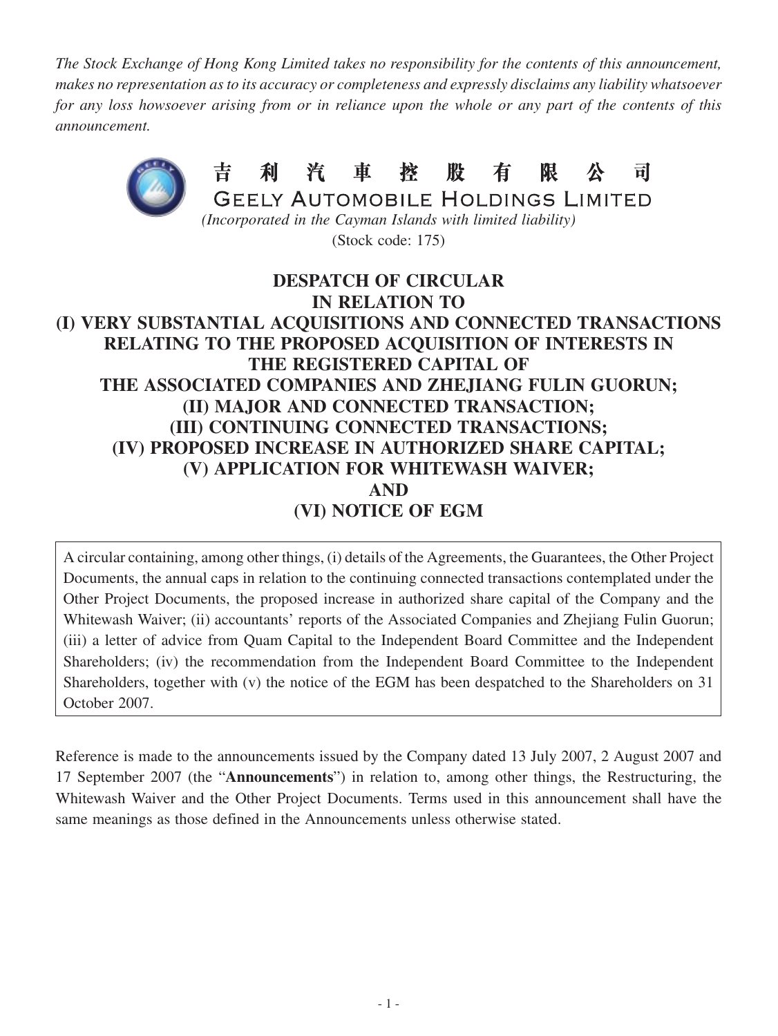*The Stock Exchange of Hong Kong Limited takes no responsibility for the contents of this announcement, makes no representation as to its accuracy or completeness and expressly disclaims any liability whatsoever for any loss howsoever arising from or in reliance upon the whole or any part of the contents of this announcement.*

# 吉利汽車控股有限公司
# GEELY AUTOMOBILE HOLDINGS LIMITED

*(Incorporated in the Cayman Islands with limited liability)*

(Stock code: 175)

## DESPATCH OF CIRCULAR IN RELATION TO (I) VERY SUBSTANTIAL ACQUISITIONS AND CONNECTED TRANSACTIONS RELATING TO THE PROPOSED ACQUISITION OF INTERESTS IN THE REGISTERED CAPITAL OF THE ASSOCIATED COMPANIES AND ZHEJIANG FULIN GUORUN; (II) MAJOR AND CONNECTED TRANSACTION; (III) CONTINUING CONNECTED TRANSACTIONS; (IV) PROPOSED INCREASE IN AUTHORIZED SHARE CAPITAL; (V) APPLICATION FOR WHITEWASH WAIVER; AND (VI) NOTICE OF EGM

A circular containing, among other things, (i) details of the Agreements, the Guarantees, the Other Project Documents, the annual caps in relation to the continuing connected transactions contemplated under the Other Project Documents, the proposed increase in authorized share capital of the Company and the Whitewash Waiver; (ii) accountants' reports of the Associated Companies and Zhejiang Fulin Guorun; (iii) a letter of advice from Quam Capital to the Independent Board Committee and the Independent Shareholders; (iv) the recommendation from the Independent Board Committee to the Independent Shareholders, together with (v) the notice of the EGM has been despatched to the Shareholders on 31 October 2007.

Reference is made to the announcements issued by the Company dated 13 July 2007, 2 August 2007 and 17 September 2007 (the "**Announcements**") in relation to, among other things, the Restructuring, the Whitewash Waiver and the Other Project Documents. Terms used in this announcement shall have the same meanings as those defined in the Announcements unless otherwise stated.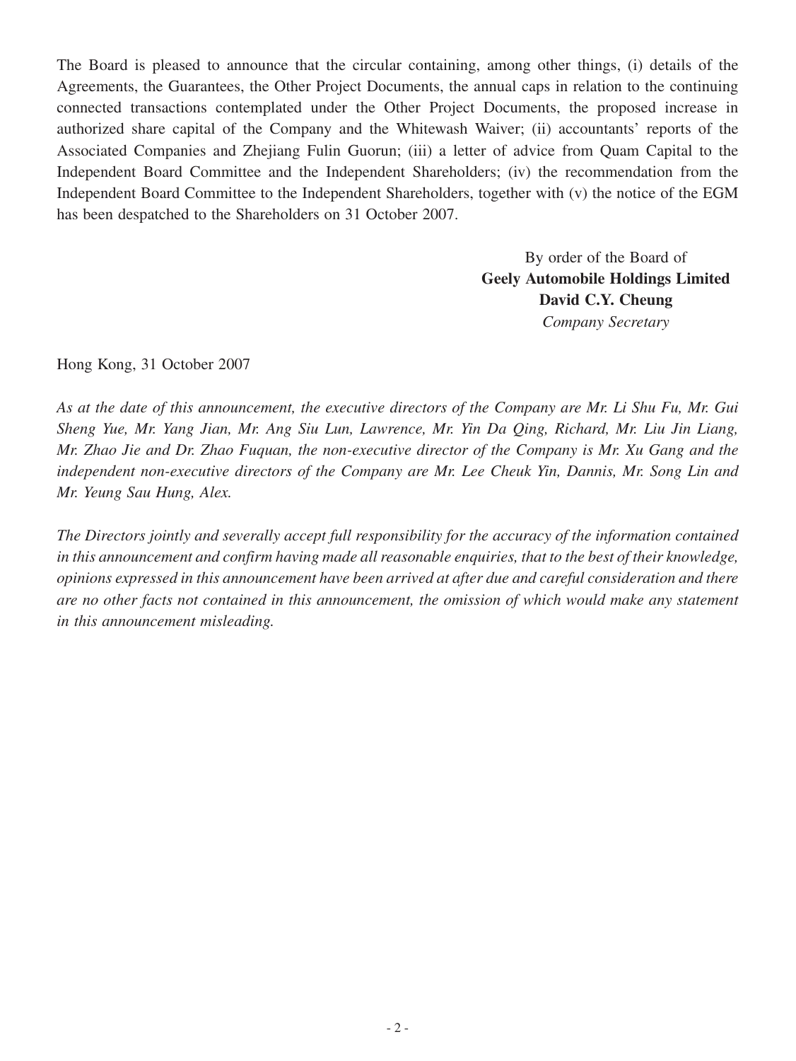The Board is pleased to announce that the circular containing, among other things, (i) details of the Agreements, the Guarantees, the Other Project Documents, the annual caps in relation to the continuing connected transactions contemplated under the Other Project Documents, the proposed increase in authorized share capital of the Company and the Whitewash Waiver; (ii) accountants' reports of the Associated Companies and Zhejiang Fulin Guorun; (iii) a letter of advice from Quam Capital to the Independent Board Committee and the Independent Shareholders; (iv) the recommendation from the Independent Board Committee to the Independent Shareholders, together with (v) the notice of the EGM has been despatched to the Shareholders on 31 October 2007.

By order of the Board of
**Geely Automobile Holdings Limited**
**David C.Y. Cheung**
*Company Secretary*

Hong Kong, 31 October 2007

*As at the date of this announcement, the executive directors of the Company are Mr. Li Shu Fu, Mr. Gui Sheng Yue, Mr. Yang Jian, Mr. Ang Siu Lun, Lawrence, Mr. Yin Da Qing, Richard, Mr. Liu Jin Liang, Mr. Zhao Jie and Dr. Zhao Fuquan, the non-executive director of the Company is Mr. Xu Gang and the independent non-executive directors of the Company are Mr. Lee Cheuk Yin, Dannis, Mr. Song Lin and Mr. Yeung Sau Hung, Alex.*

*The Directors jointly and severally accept full responsibility for the accuracy of the information contained in this announcement and confirm having made all reasonable enquiries, that to the best of their knowledge, opinions expressed in this announcement have been arrived at after due and careful consideration and there are no other facts not contained in this announcement, the omission of which would make any statement in this announcement misleading.*